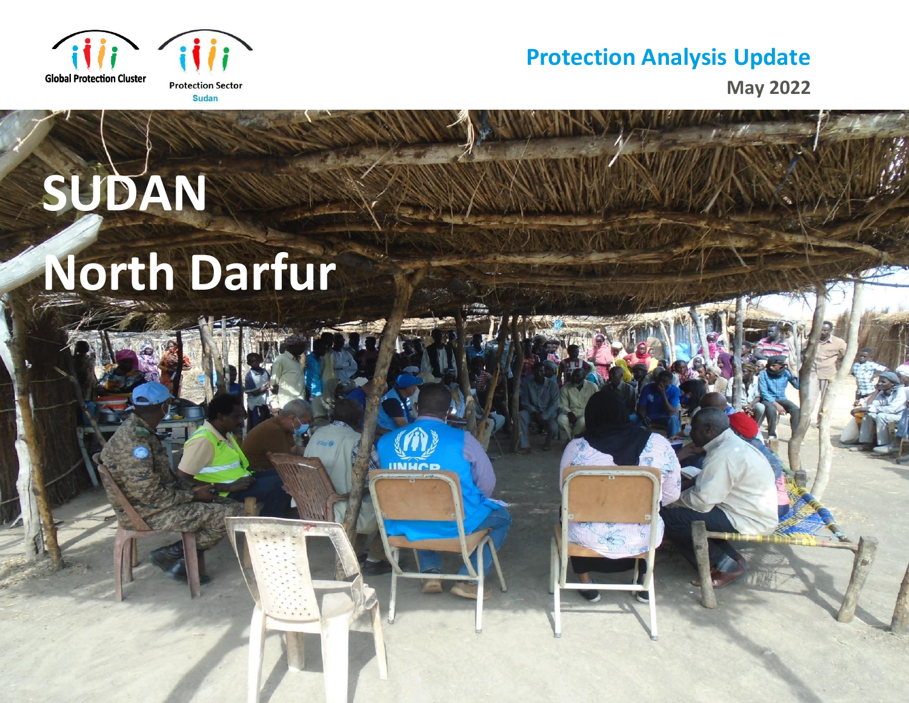Global Protection Cluster

Protection Sector Sudan

# Protection Analysis Update

May 2022

# SUDAN

# North Darfur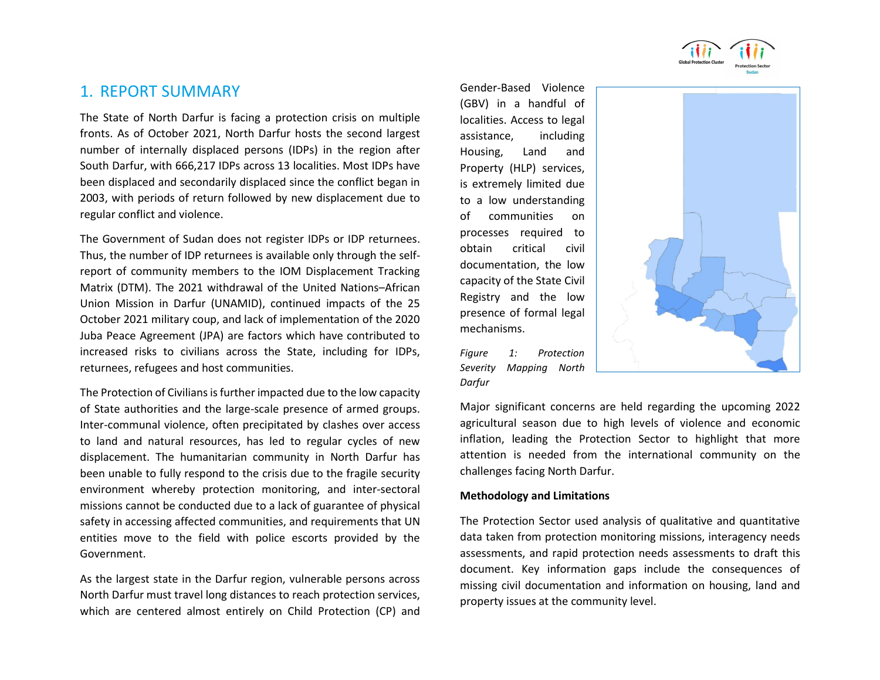# 1. REPORT SUMMARY

The State of North Darfur is facing a protection crisis on multiple fronts. As of October 2021, North Darfur hosts the second largest number of internally displaced persons (IDPs) in the region after South Darfur, with 666,217 IDPs across 13 localities. Most IDPs have been displaced and secondarily displaced since the conflict began in 2003, with periods of return followed by new displacement due to regular conflict and violence.

The Government of Sudan does not register IDPs or IDP returnees. Thus, the number of IDP returnees is available only through the self-report of community members to the IOM Displacement Tracking Matrix (DTM). The 2021 withdrawal of the United Nations–African Union Mission in Darfur (UNAMID), continued impacts of the 25 October 2021 military coup, and lack of implementation of the 2020 Juba Peace Agreement (JPA) are factors which have contributed to increased risks to civilians across the State, including for IDPs, returnees, refugees and host communities.

The Protection of Civilians is further impacted due to the low capacity of State authorities and the large-scale presence of armed groups. Inter-communal violence, often precipitated by clashes over access to land and natural resources, has led to regular cycles of new displacement. The humanitarian community in North Darfur has been unable to fully respond to the crisis due to the fragile security environment whereby protection monitoring, and inter-sectoral missions cannot be conducted due to a lack of guarantee of physical safety in accessing affected communities, and requirements that UN entities move to the field with police escorts provided by the Government.

As the largest state in the Darfur region, vulnerable persons across North Darfur must travel long distances to reach protection services, which are centered almost entirely on Child Protection (CP) and Gender-Based Violence (GBV) in a handful of localities. Access to legal assistance, including Housing, Land and Property (HLP) services, is extremely limited due to a low understanding of communities on processes required to obtain critical civil documentation, the low capacity of the State Civil Registry and the low presence of formal legal mechanisms.

*Figure 1: Protection Severity Mapping North Darfur*

Major significant concerns are held regarding the upcoming 2022 agricultural season due to high levels of violence and economic inflation, leading the Protection Sector to highlight that more attention is needed from the international community on the challenges facing North Darfur.

**Methodology and Limitations**

The Protection Sector used analysis of qualitative and quantitative data taken from protection monitoring missions, interagency needs assessments, and rapid protection needs assessments to draft this document. Key information gaps include the consequences of missing civil documentation and information on housing, land and property issues at the community level.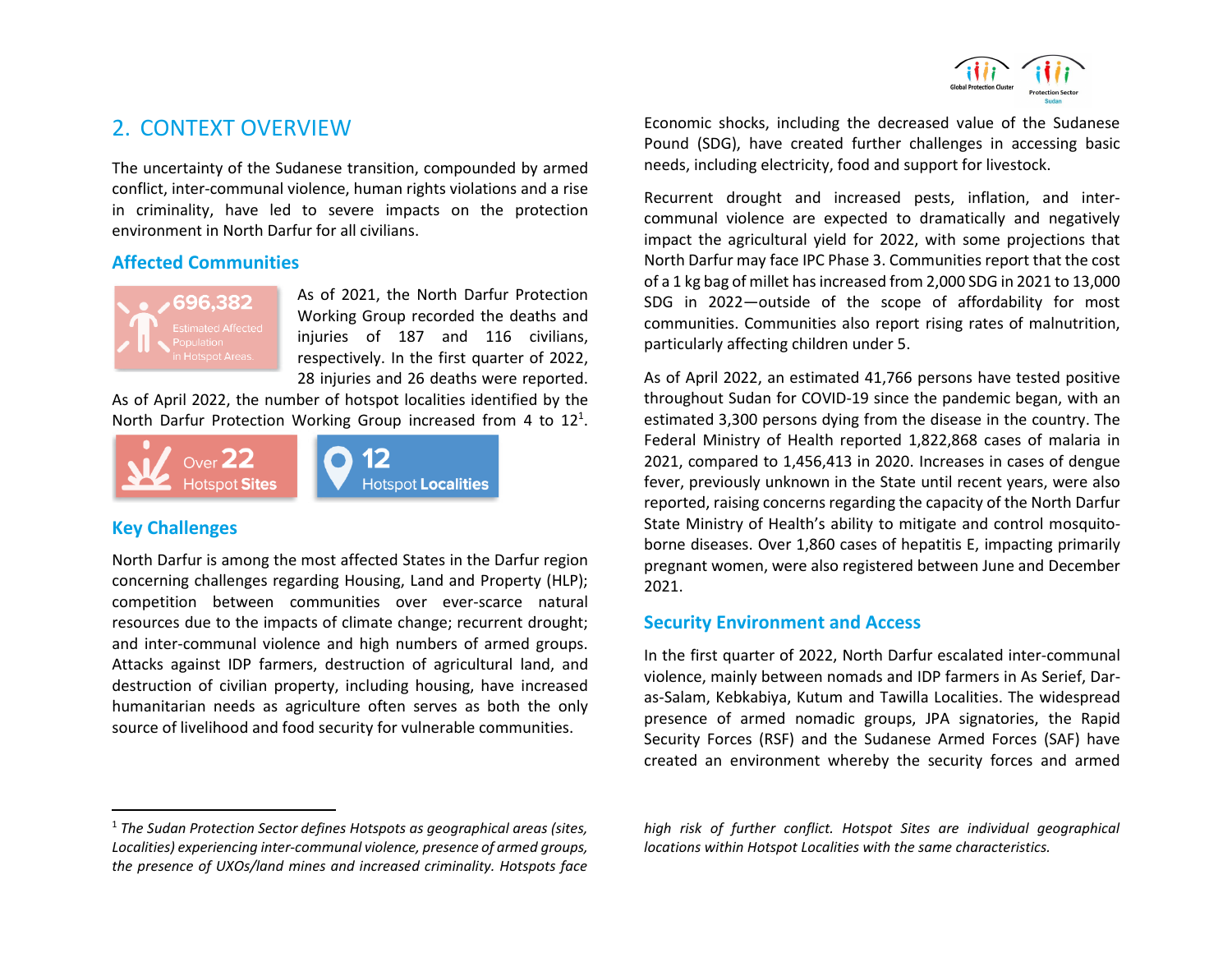## 2. CONTEXT OVERVIEW

The uncertainty of the Sudanese transition, compounded by armed conflict, inter-communal violence, human rights violations and a rise in criminality, have led to severe impacts on the protection environment in North Darfur for all civilians.

### Affected Communities

**696,382** Estimated Affected Population in Hotspot Areas.

As of 2021, the North Darfur Protection Working Group recorded the deaths and injuries of 187 and 116 civilians, respectively. In the first quarter of 2022, 28 injuries and 26 deaths were reported. As of April 2022, the number of hotspot localities identified by the North Darfur Protection Working Group increased from 4 to 12[1].

Over **22** Hotspot Sites

**12** Hotspot Localities

### Key Challenges

North Darfur is among the most affected States in the Darfur region concerning challenges regarding Housing, Land and Property (HLP); competition between communities over ever-scarce natural resources due to the impacts of climate change; recurrent drought; and inter-communal violence and high numbers of armed groups. Attacks against IDP farmers, destruction of agricultural land, and destruction of civilian property, including housing, have increased humanitarian needs as agriculture often serves as both the only source of livelihood and food security for vulnerable communities.

Economic shocks, including the decreased value of the Sudanese Pound (SDG), have created further challenges in accessing basic needs, including electricity, food and support for livestock.

Recurrent drought and increased pests, inflation, and inter-communal violence are expected to dramatically and negatively impact the agricultural yield for 2022, with some projections that North Darfur may face IPC Phase 3. Communities report that the cost of a 1 kg bag of millet has increased from 2,000 SDG in 2021 to 13,000 SDG in 2022—outside of the scope of affordability for most communities. Communities also report rising rates of malnutrition, particularly affecting children under 5.

As of April 2022, an estimated 41,766 persons have tested positive throughout Sudan for COVID-19 since the pandemic began, with an estimated 3,300 persons dying from the disease in the country. The Federal Ministry of Health reported 1,822,868 cases of malaria in 2021, compared to 1,456,413 in 2020. Increases in cases of dengue fever, previously unknown in the State until recent years, were also reported, raising concerns regarding the capacity of the North Darfur State Ministry of Health's ability to mitigate and control mosquito-borne diseases. Over 1,860 cases of hepatitis E, impacting primarily pregnant women, were also registered between June and December 2021.

### Security Environment and Access

In the first quarter of 2022, North Darfur escalated inter-communal violence, mainly between nomads and IDP farmers in As Serief, Dar-as-Salam, Kebkabiya, Kutum and Tawilla Localities. The widespread presence of armed nomadic groups, JPA signatories, the Rapid Security Forces (RSF) and the Sudanese Armed Forces (SAF) have created an environment whereby the security forces and armed

---

[1] *The Sudan Protection Sector defines Hotspots as geographical areas (sites, Localities) experiencing inter-communal violence, presence of armed groups, the presence of UXOs/land mines and increased criminality. Hotspots face high risk of further conflict. Hotspot Sites are individual geographical locations within Hotspot Localities with the same characteristics.*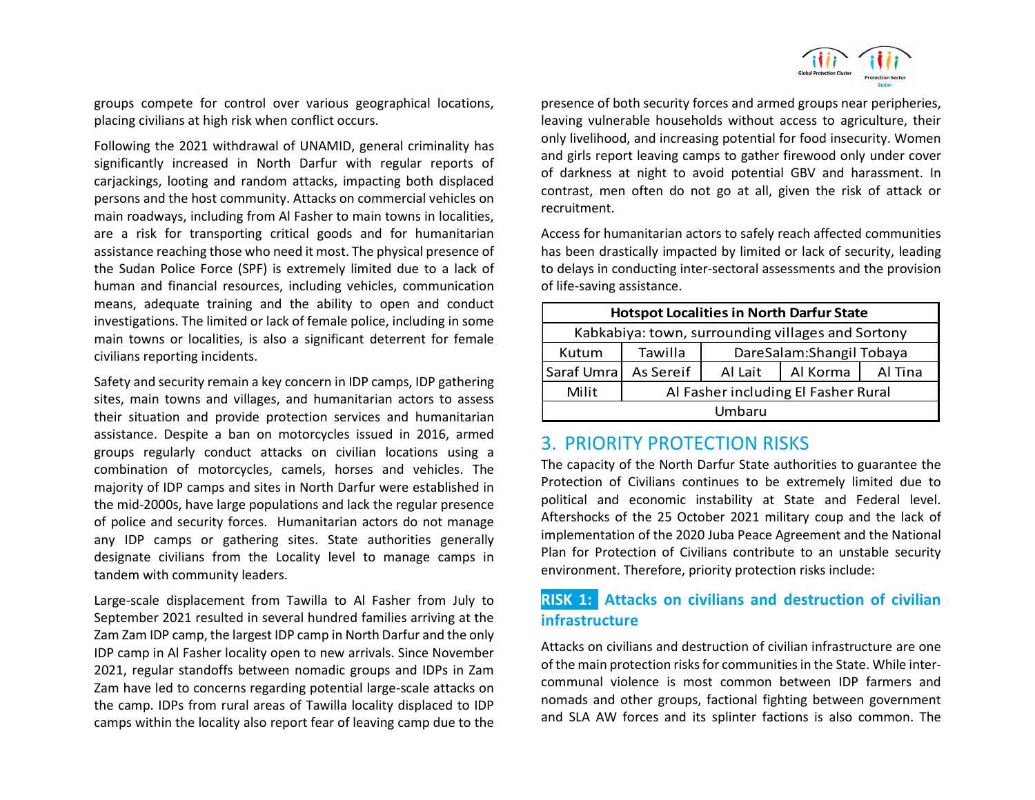groups compete for control over various geographical locations, placing civilians at high risk when conflict occurs.

Following the 2021 withdrawal of UNAMID, general criminality has significantly increased in North Darfur with regular reports of carjackings, looting and random attacks, impacting both displaced persons and the host community. Attacks on commercial vehicles on main roadways, including from Al Fasher to main towns in localities, are a risk for transporting critical goods and for humanitarian assistance reaching those who need it most. The physical presence of the Sudan Police Force (SPF) is extremely limited due to a lack of human and financial resources, including vehicles, communication means, adequate training and the ability to open and conduct investigations. The limited or lack of female police, including in some main towns or localities, is also a significant deterrent for female civilians reporting incidents.

Safety and security remain a key concern in IDP camps, IDP gathering sites, main towns and villages, and humanitarian actors to assess their situation and provide protection services and humanitarian assistance. Despite a ban on motorcycles issued in 2016, armed groups regularly conduct attacks on civilian locations using a combination of motorcycles, camels, horses and vehicles. The majority of IDP camps and sites in North Darfur were established in the mid-2000s, have large populations and lack the regular presence of police and security forces. Humanitarian actors do not manage any IDP camps or gathering sites. State authorities generally designate civilians from the Locality level to manage camps in tandem with community leaders.

Large-scale displacement from Tawilla to Al Fasher from July to September 2021 resulted in several hundred families arriving at the Zam Zam IDP camp, the largest IDP camp in North Darfur and the only IDP camp in Al Fasher locality open to new arrivals. Since November 2021, regular standoffs between nomadic groups and IDPs in Zam Zam have led to concerns regarding potential large-scale attacks on the camp. IDPs from rural areas of Tawilla locality displaced to IDP camps within the locality also report fear of leaving camp due to the presence of both security forces and armed groups near peripheries, leaving vulnerable households without access to agriculture, their only livelihood, and increasing potential for food insecurity. Women and girls report leaving camps to gather firewood only under cover of darkness at night to avoid potential GBV and harassment. In contrast, men often do not go at all, given the risk of attack or recruitment.

Access for humanitarian actors to safely reach affected communities has been drastically impacted by limited or lack of security, leading to delays in conducting inter-sectoral assessments and the provision of life-saving assistance.

| Hotspot Localities in North Darfur State | | | | |
|---|---|---|---|---|
| Kabkabiya: town, surrounding villages and Sortony | | | | |
| Kutum | Tawilla | DareSalam:Shangil Tobaya | | |
| Saraf Umra | As Sereif | Al Lait | Al Korma | Al Tina |
| Milit | Al Fasher including El Fasher Rural | | | |
| Umbaru | | | | |

## 3. PRIORITY PROTECTION RISKS

The capacity of the North Darfur State authorities to guarantee the Protection of Civilians continues to be extremely limited due to political and economic instability at State and Federal level. Aftershocks of the 25 October 2021 military coup and the lack of implementation of the 2020 Juba Peace Agreement and the National Plan for Protection of Civilians contribute to an unstable security environment. Therefore, priority protection risks include:

### RISK 1: Attacks on civilians and destruction of civilian infrastructure

Attacks on civilians and destruction of civilian infrastructure are one of the main protection risks for communities in the State. While inter-communal violence is most common between IDP farmers and nomads and other groups, factional fighting between government and SLA AW forces and its splinter factions is also common. The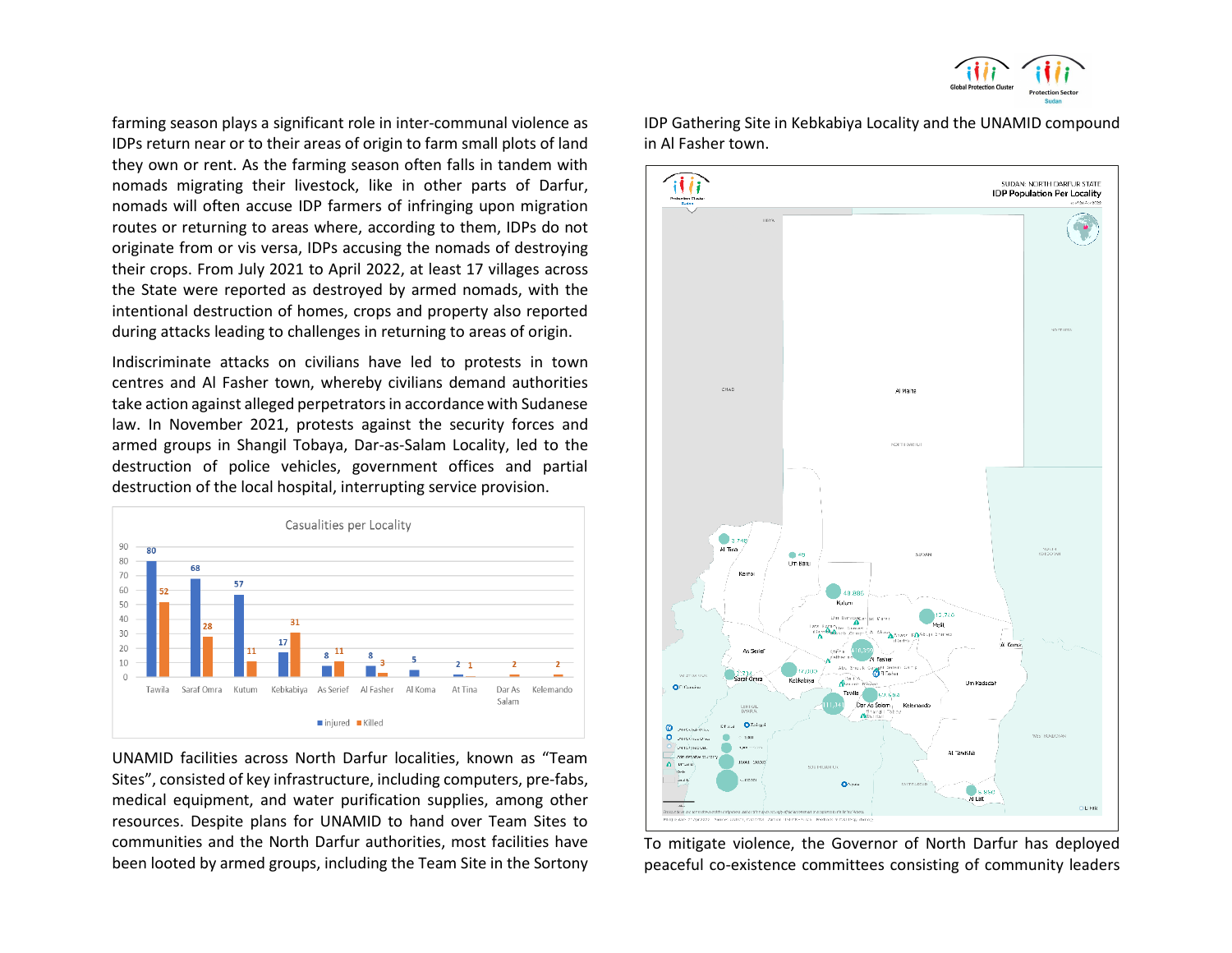farming season plays a significant role in inter-communal violence as IDPs return near or to their areas of origin to farm small plots of land they own or rent. As the farming season often falls in tandem with nomads migrating their livestock, like in other parts of Darfur, nomads will often accuse IDP farmers of infringing upon migration routes or returning to areas where, according to them, IDPs do not originate from or vis versa, IDPs accusing the nomads of destroying their crops. From July 2021 to April 2022, at least 17 villages across the State were reported as destroyed by armed nomads, with the intentional destruction of homes, crops and property also reported during attacks leading to challenges in returning to areas of origin.

Indiscriminate attacks on civilians have led to protests in town centres and Al Fasher town, whereby civilians demand authorities take action against alleged perpetrators in accordance with Sudanese law. In November 2021, protests against the security forces and armed groups in Shangil Tobaya, Dar-as-Salam Locality, led to the destruction of police vehicles, government offices and partial destruction of the local hospital, interrupting service provision.

**Casualities per Locality**

| Locality | Injured | Killed |
|---|---|---|
| Tawila | 80 | 52 |
| Saraf Omra | 68 | 28 |
| Kutum | 57 | 11 |
| Kebkabiya | 17 | 31 |
| As Serief | 8 | 11 |
| Al Fasher | 8 | 3 |
| Al Koma | 5 | |
| At Tina | 2 | 1 |
| Dar As Salam | | 2 |
| Kelemando | | 2 |

UNAMID facilities across North Darfur localities, known as "Team Sites", consisted of key infrastructure, including computers, pre-fabs, medical equipment, and water purification supplies, among other resources. Despite plans for UNAMID to hand over Team Sites to communities and the North Darfur authorities, most facilities have been looted by armed groups, including the Team Site in the Sortony IDP Gathering Site in Kebkabiya Locality and the UNAMID compound in Al Fasher town.

**SUDAN: NORTH DARFUR STATE — IDP Population Per Locality**

To mitigate violence, the Governor of North Darfur has deployed peaceful co-existence committees consisting of community leaders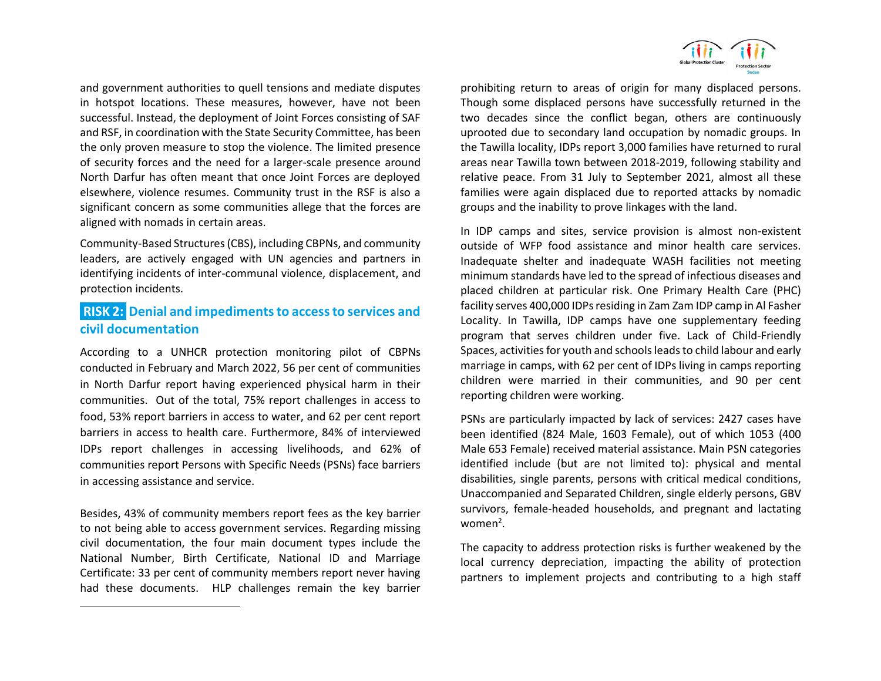and government authorities to quell tensions and mediate disputes in hotspot locations. These measures, however, have not been successful. Instead, the deployment of Joint Forces consisting of SAF and RSF, in coordination with the State Security Committee, has been the only proven measure to stop the violence. The limited presence of security forces and the need for a larger-scale presence around North Darfur has often meant that once Joint Forces are deployed elsewhere, violence resumes. Community trust in the RSF is also a significant concern as some communities allege that the forces are aligned with nomads in certain areas.

Community-Based Structures (CBS), including CBPNs, and community leaders, are actively engaged with UN agencies and partners in identifying incidents of inter-communal violence, displacement, and protection incidents.

## RISK 2: Denial and impediments to access to services and civil documentation

According to a UNHCR protection monitoring pilot of CBPNs conducted in February and March 2022, 56 per cent of communities in North Darfur report having experienced physical harm in their communities. Out of the total, 75% report challenges in access to food, 53% report barriers in access to water, and 62 per cent report barriers in access to health care. Furthermore, 84% of interviewed IDPs report challenges in accessing livelihoods, and 62% of communities report Persons with Specific Needs (PSNs) face barriers in accessing assistance and service.

Besides, 43% of community members report fees as the key barrier to not being able to access government services. Regarding missing civil documentation, the four main document types include the National Number, Birth Certificate, National ID and Marriage Certificate: 33 per cent of community members report never having had these documents. HLP challenges remain the key barrier prohibiting return to areas of origin for many displaced persons. Though some displaced persons have successfully returned in the two decades since the conflict began, others are continuously uprooted due to secondary land occupation by nomadic groups. In the Tawilla locality, IDPs report 3,000 families have returned to rural areas near Tawilla town between 2018-2019, following stability and relative peace. From 31 July to September 2021, almost all these families were again displaced due to reported attacks by nomadic groups and the inability to prove linkages with the land.

In IDP camps and sites, service provision is almost non-existent outside of WFP food assistance and minor health care services. Inadequate shelter and inadequate WASH facilities not meeting minimum standards have led to the spread of infectious diseases and placed children at particular risk. One Primary Health Care (PHC) facility serves 400,000 IDPs residing in Zam Zam IDP camp in Al Fasher Locality. In Tawilla, IDP camps have one supplementary feeding program that serves children under five. Lack of Child-Friendly Spaces, activities for youth and schools leads to child labour and early marriage in camps, with 62 per cent of IDPs living in camps reporting children were married in their communities, and 90 per cent reporting children were working.

PSNs are particularly impacted by lack of services: 2427 cases have been identified (824 Male, 1603 Female), out of which 1053 (400 Male 653 Female) received material assistance. Main PSN categories identified include (but are not limited to): physical and mental disabilities, single parents, persons with critical medical conditions, Unaccompanied and Separated Children, single elderly persons, GBV survivors, female-headed households, and pregnant and lactating women[2].

The capacity to address protection risks is further weakened by the local currency depreciation, impacting the ability of protection partners to implement projects and contributing to a high staff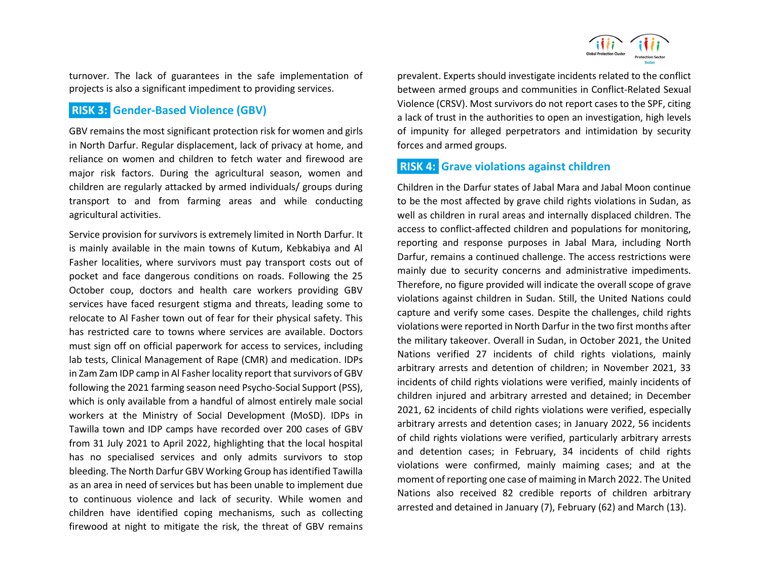turnover. The lack of guarantees in the safe implementation of projects is also a significant impediment to providing services.

## RISK 3: Gender-Based Violence (GBV)

GBV remains the most significant protection risk for women and girls in North Darfur. Regular displacement, lack of privacy at home, and reliance on women and children to fetch water and firewood are major risk factors. During the agricultural season, women and children are regularly attacked by armed individuals/ groups during transport to and from farming areas and while conducting agricultural activities.

Service provision for survivors is extremely limited in North Darfur. It is mainly available in the main towns of Kutum, Kebkabiya and Al Fasher localities, where survivors must pay transport costs out of pocket and face dangerous conditions on roads. Following the 25 October coup, doctors and health care workers providing GBV services have faced resurgent stigma and threats, leading some to relocate to Al Fasher town out of fear for their physical safety. This has restricted care to towns where services are available. Doctors must sign off on official paperwork for access to services, including lab tests, Clinical Management of Rape (CMR) and medication. IDPs in Zam Zam IDP camp in Al Fasher locality report that survivors of GBV following the 2021 farming season need Psycho-Social Support (PSS), which is only available from a handful of almost entirely male social workers at the Ministry of Social Development (MoSD). IDPs in Tawilla town and IDP camps have recorded over 200 cases of GBV from 31 July 2021 to April 2022, highlighting that the local hospital has no specialised services and only admits survivors to stop bleeding. The North Darfur GBV Working Group has identified Tawilla as an area in need of services but has been unable to implement due to continuous violence and lack of security. While women and children have identified coping mechanisms, such as collecting firewood at night to mitigate the risk, the threat of GBV remains prevalent. Experts should investigate incidents related to the conflict between armed groups and communities in Conflict-Related Sexual Violence (CRSV). Most survivors do not report cases to the SPF, citing a lack of trust in the authorities to open an investigation, high levels of impunity for alleged perpetrators and intimidation by security forces and armed groups.

## RISK 4: Grave violations against children

Children in the Darfur states of Jabal Mara and Jabal Moon continue to be the most affected by grave child rights violations in Sudan, as well as children in rural areas and internally displaced children. The access to conflict-affected children and populations for monitoring, reporting and response purposes in Jabal Mara, including North Darfur, remains a continued challenge. The access restrictions were mainly due to security concerns and administrative impediments. Therefore, no figure provided will indicate the overall scope of grave violations against children in Sudan. Still, the United Nations could capture and verify some cases. Despite the challenges, child rights violations were reported in North Darfur in the two first months after the military takeover. Overall in Sudan, in October 2021, the United Nations verified 27 incidents of child rights violations, mainly arbitrary arrests and detention of children; in November 2021, 33 incidents of child rights violations were verified, mainly incidents of children injured and arbitrary arrested and detained; in December 2021, 62 incidents of child rights violations were verified, especially arbitrary arrests and detention cases; in January 2022, 56 incidents of child rights violations were verified, particularly arbitrary arrests and detention cases; in February, 34 incidents of child rights violations were confirmed, mainly maiming cases; and at the moment of reporting one case of maiming in March 2022. The United Nations also received 82 credible reports of children arbitrary arrested and detained in January (7), February (62) and March (13).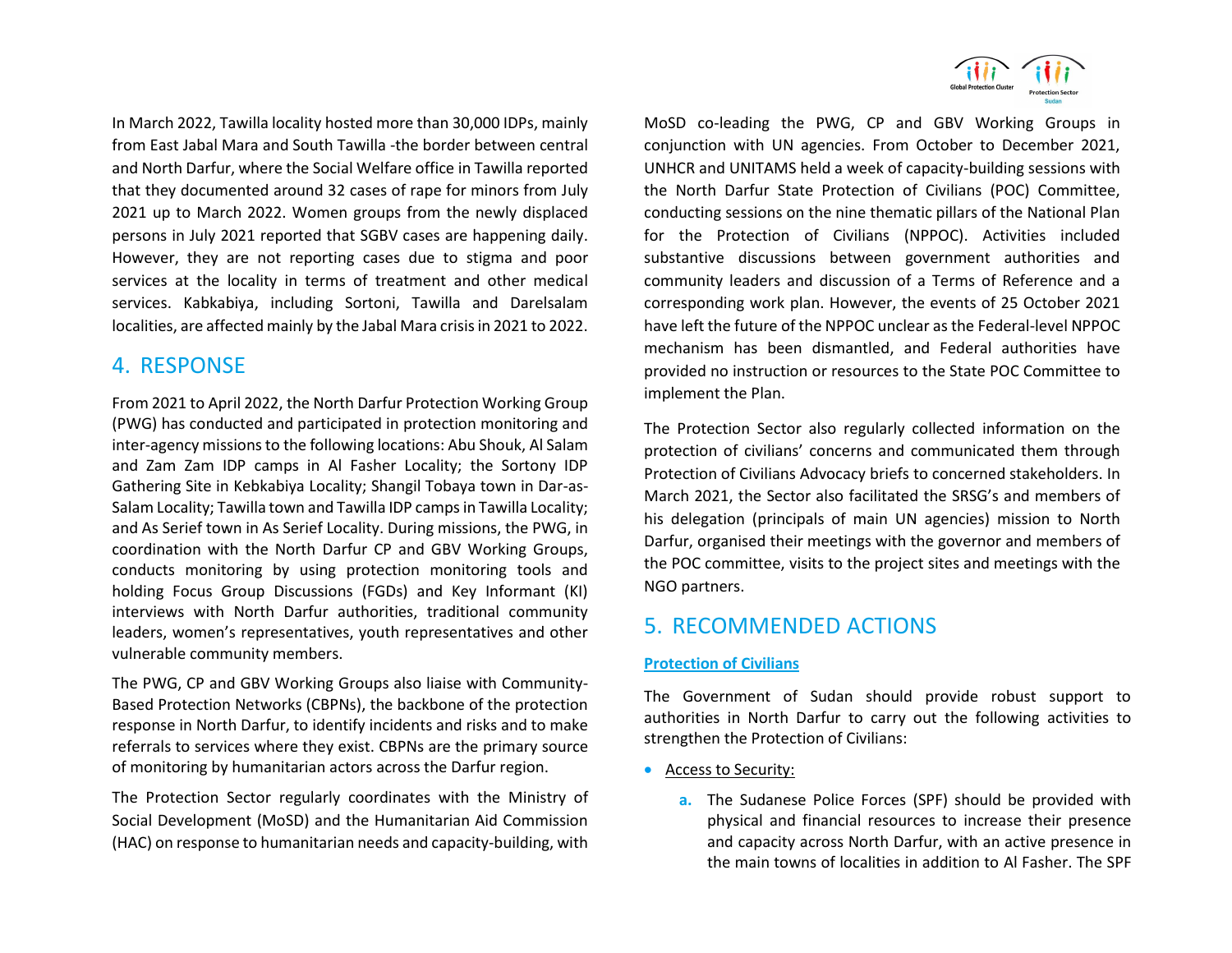In March 2022, Tawilla locality hosted more than 30,000 IDPs, mainly from East Jabal Mara and South Tawilla -the border between central and North Darfur, where the Social Welfare office in Tawilla reported that they documented around 32 cases of rape for minors from July 2021 up to March 2022. Women groups from the newly displaced persons in July 2021 reported that SGBV cases are happening daily. However, they are not reporting cases due to stigma and poor services at the locality in terms of treatment and other medical services. Kabkabiya, including Sortoni, Tawilla and Darelsalam localities, are affected mainly by the Jabal Mara crisis in 2021 to 2022.

## 4. RESPONSE

From 2021 to April 2022, the North Darfur Protection Working Group (PWG) has conducted and participated in protection monitoring and inter-agency missions to the following locations: Abu Shouk, Al Salam and Zam Zam IDP camps in Al Fasher Locality; the Sortony IDP Gathering Site in Kebkabiya Locality; Shangil Tobaya town in Dar-as-Salam Locality; Tawilla town and Tawilla IDP camps in Tawilla Locality; and As Serief town in As Serief Locality. During missions, the PWG, in coordination with the North Darfur CP and GBV Working Groups, conducts monitoring by using protection monitoring tools and holding Focus Group Discussions (FGDs) and Key Informant (KI) interviews with North Darfur authorities, traditional community leaders, women's representatives, youth representatives and other vulnerable community members.

The PWG, CP and GBV Working Groups also liaise with Community-Based Protection Networks (CBPNs), the backbone of the protection response in North Darfur, to identify incidents and risks and to make referrals to services where they exist. CBPNs are the primary source of monitoring by humanitarian actors across the Darfur region.

The Protection Sector regularly coordinates with the Ministry of Social Development (MoSD) and the Humanitarian Aid Commission (HAC) on response to humanitarian needs and capacity-building, with MoSD co-leading the PWG, CP and GBV Working Groups in conjunction with UN agencies. From October to December 2021, UNHCR and UNITAMS held a week of capacity-building sessions with the North Darfur State Protection of Civilians (POC) Committee, conducting sessions on the nine thematic pillars of the National Plan for the Protection of Civilians (NPPOC). Activities included substantive discussions between government authorities and community leaders and discussion of a Terms of Reference and a corresponding work plan. However, the events of 25 October 2021 have left the future of the NPPOC unclear as the Federal-level NPPOC mechanism has been dismantled, and Federal authorities have provided no instruction or resources to the State POC Committee to implement the Plan.

The Protection Sector also regularly collected information on the protection of civilians' concerns and communicated them through Protection of Civilians Advocacy briefs to concerned stakeholders. In March 2021, the Sector also facilitated the SRSG's and members of his delegation (principals of main UN agencies) mission to North Darfur, organised their meetings with the governor and members of the POC committee, visits to the project sites and meetings with the NGO partners.

## 5. RECOMMENDED ACTIONS

**Protection of Civilians**

The Government of Sudan should provide robust support to authorities in North Darfur to carry out the following activities to strengthen the Protection of Civilians:

- Access to Security:
  - **a.** The Sudanese Police Forces (SPF) should be provided with physical and financial resources to increase their presence and capacity across North Darfur, with an active presence in the main towns of localities in addition to Al Fasher. The SPF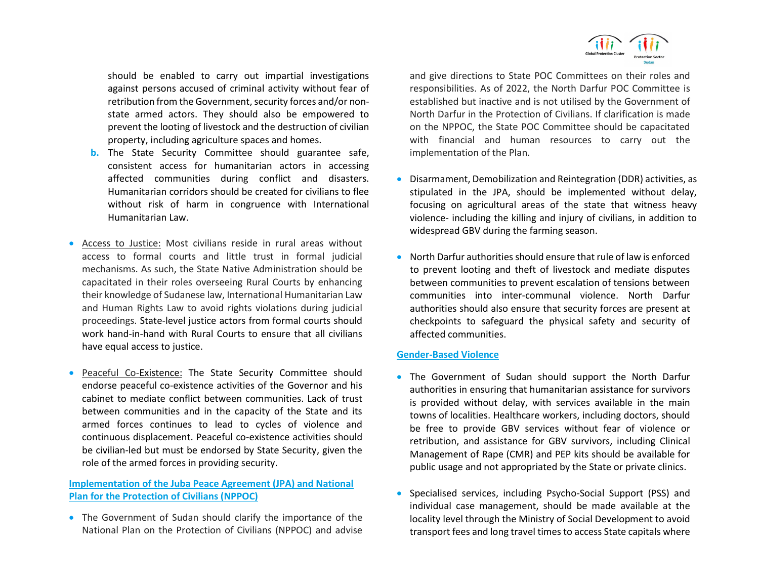should be enabled to carry out impartial investigations against persons accused of criminal activity without fear of retribution from the Government, security forces and/or non-state armed actors. They should also be empowered to prevent the looting of livestock and the destruction of civilian property, including agriculture spaces and homes.

b. The State Security Committee should guarantee safe, consistent access for humanitarian actors in accessing affected communities during conflict and disasters. Humanitarian corridors should be created for civilians to flee without risk of harm in congruence with International Humanitarian Law.

- Access to Justice: Most civilians reside in rural areas without access to formal courts and little trust in formal judicial mechanisms. As such, the State Native Administration should be capacitated in their roles overseeing Rural Courts by enhancing their knowledge of Sudanese law, International Humanitarian Law and Human Rights Law to avoid rights violations during judicial proceedings. State-level justice actors from formal courts should work hand-in-hand with Rural Courts to ensure that all civilians have equal access to justice.

- Peaceful Co-Existence: The State Security Committee should endorse peaceful co-existence activities of the Governor and his cabinet to mediate conflict between communities. Lack of trust between communities and in the capacity of the State and its armed forces continues to lead to cycles of violence and continuous displacement. Peaceful co-existence activities should be civilian-led but must be endorsed by State Security, given the role of the armed forces in providing security.

### Implementation of the Juba Peace Agreement (JPA) and National Plan for the Protection of Civilians (NPPOC)

- The Government of Sudan should clarify the importance of the National Plan on the Protection of Civilians (NPPOC) and advise and give directions to State POC Committees on their roles and responsibilities. As of 2022, the North Darfur POC Committee is established but inactive and is not utilised by the Government of North Darfur in the Protection of Civilians. If clarification is made on the NPPOC, the State POC Committee should be capacitated with financial and human resources to carry out the implementation of the Plan.

- Disarmament, Demobilization and Reintegration (DDR) activities, as stipulated in the JPA, should be implemented without delay, focusing on agricultural areas of the state that witness heavy violence- including the killing and injury of civilians, in addition to widespread GBV during the farming season.

- North Darfur authorities should ensure that rule of law is enforced to prevent looting and theft of livestock and mediate disputes between communities to prevent escalation of tensions between communities into inter-communal violence. North Darfur authorities should also ensure that security forces are present at checkpoints to safeguard the physical safety and security of affected communities.

### Gender-Based Violence

- The Government of Sudan should support the North Darfur authorities in ensuring that humanitarian assistance for survivors is provided without delay, with services available in the main towns of localities. Healthcare workers, including doctors, should be free to provide GBV services without fear of violence or retribution, and assistance for GBV survivors, including Clinical Management of Rape (CMR) and PEP kits should be available for public usage and not appropriated by the State or private clinics.

- Specialised services, including Psycho-Social Support (PSS) and individual case management, should be made available at the locality level through the Ministry of Social Development to avoid transport fees and long travel times to access State capitals where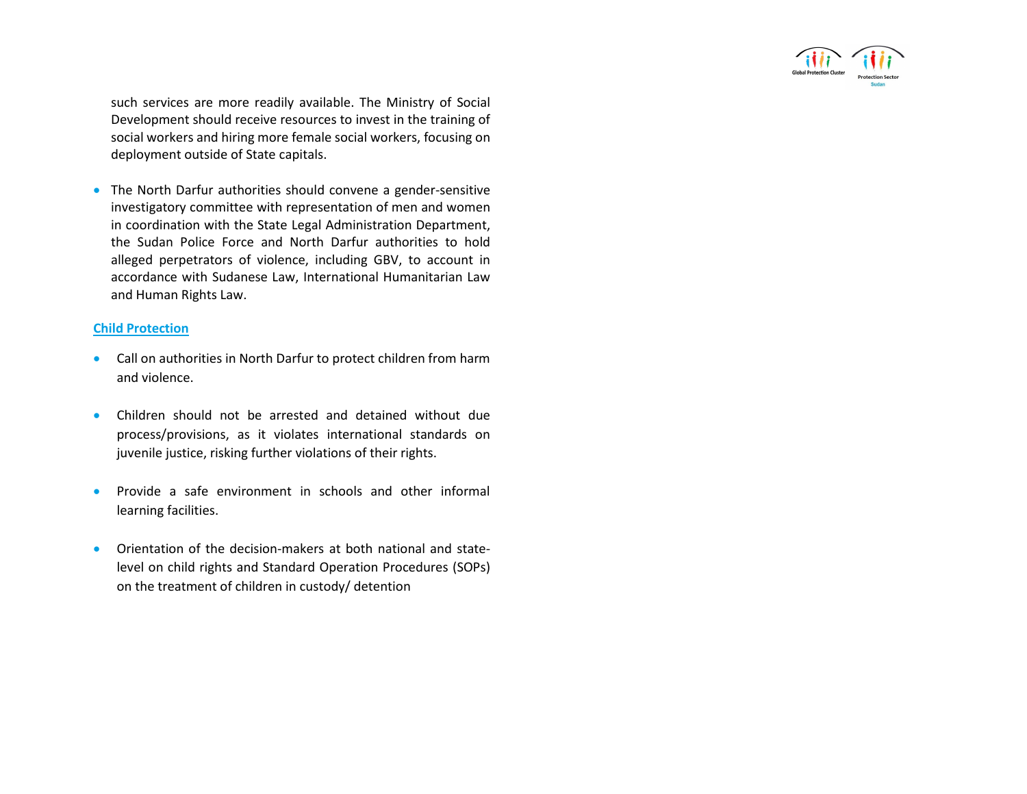such services are more readily available. The Ministry of Social Development should receive resources to invest in the training of social workers and hiring more female social workers, focusing on deployment outside of State capitals.

- The North Darfur authorities should convene a gender-sensitive investigatory committee with representation of men and women in coordination with the State Legal Administration Department, the Sudan Police Force and North Darfur authorities to hold alleged perpetrators of violence, including GBV, to account in accordance with Sudanese Law, International Humanitarian Law and Human Rights Law.

## Child Protection

- Call on authorities in North Darfur to protect children from harm and violence.
- Children should not be arrested and detained without due process/provisions, as it violates international standards on juvenile justice, risking further violations of their rights.
- Provide a safe environment in schools and other informal learning facilities.
- Orientation of the decision-makers at both national and state-level on child rights and Standard Operation Procedures (SOPs) on the treatment of children in custody/ detention